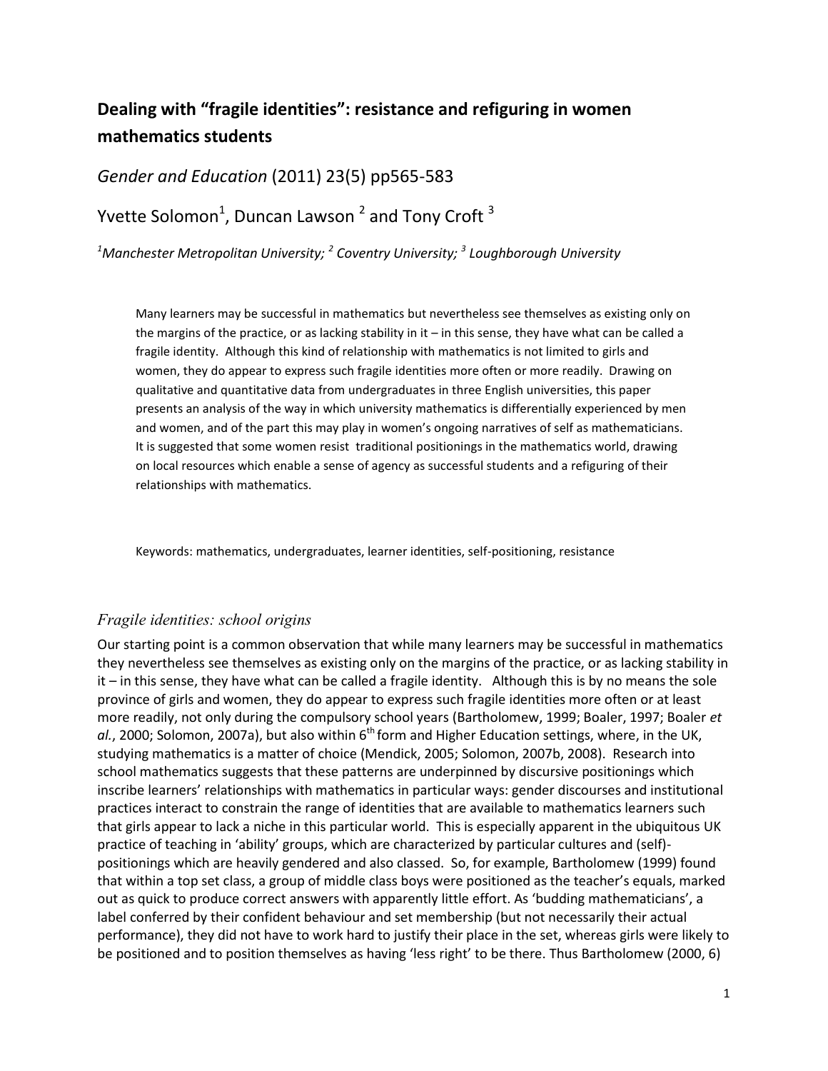# Dealing with "fragile identities": resistance and refiguring in women mathematics students

*Gender and Education* (2011) 23(5) pp565-583

Yvette Solomon[1], Duncan Lawson [2] and Tony Croft [3]

*[1]Manchester Metropolitan University; [2] Coventry University; [3] Loughborough University*

> Many learners may be successful in mathematics but nevertheless see themselves as existing only on the margins of the practice, or as lacking stability in it – in this sense, they have what can be called a fragile identity. Although this kind of relationship with mathematics is not limited to girls and women, they do appear to express such fragile identities more often or more readily. Drawing on qualitative and quantitative data from undergraduates in three English universities, this paper presents an analysis of the way in which university mathematics is differentially experienced by men and women, and of the part this may play in women's ongoing narratives of self as mathematicians. It is suggested that some women resist traditional positionings in the mathematics world, drawing on local resources which enable a sense of agency as successful students and a refiguring of their relationships with mathematics.
>
> Keywords: mathematics, undergraduates, learner identities, self-positioning, resistance

## *Fragile identities: school origins*

Our starting point is a common observation that while many learners may be successful in mathematics they nevertheless see themselves as existing only on the margins of the practice, or as lacking stability in it – in this sense, they have what can be called a fragile identity. Although this is by no means the sole province of girls and women, they do appear to express such fragile identities more often or at least more readily, not only during the compulsory school years (Bartholomew, 1999; Boaler, 1997; Boaler *et al.*, 2000; Solomon, 2007a), but also within 6th form and Higher Education settings, where, in the UK, studying mathematics is a matter of choice (Mendick, 2005; Solomon, 2007b, 2008). Research into school mathematics suggests that these patterns are underpinned by discursive positionings which inscribe learners' relationships with mathematics in particular ways: gender discourses and institutional practices interact to constrain the range of identities that are available to mathematics learners such that girls appear to lack a niche in this particular world. This is especially apparent in the ubiquitous UK practice of teaching in 'ability' groups, which are characterized by particular cultures and (self)-positionings which are heavily gendered and also classed. So, for example, Bartholomew (1999) found that within a top set class, a group of middle class boys were positioned as the teacher's equals, marked out as quick to produce correct answers with apparently little effort. As 'budding mathematicians', a label conferred by their confident behaviour and set membership (but not necessarily their actual performance), they did not have to work hard to justify their place in the set, whereas girls were likely to be positioned and to position themselves as having 'less right' to be there. Thus Bartholomew (2000, 6)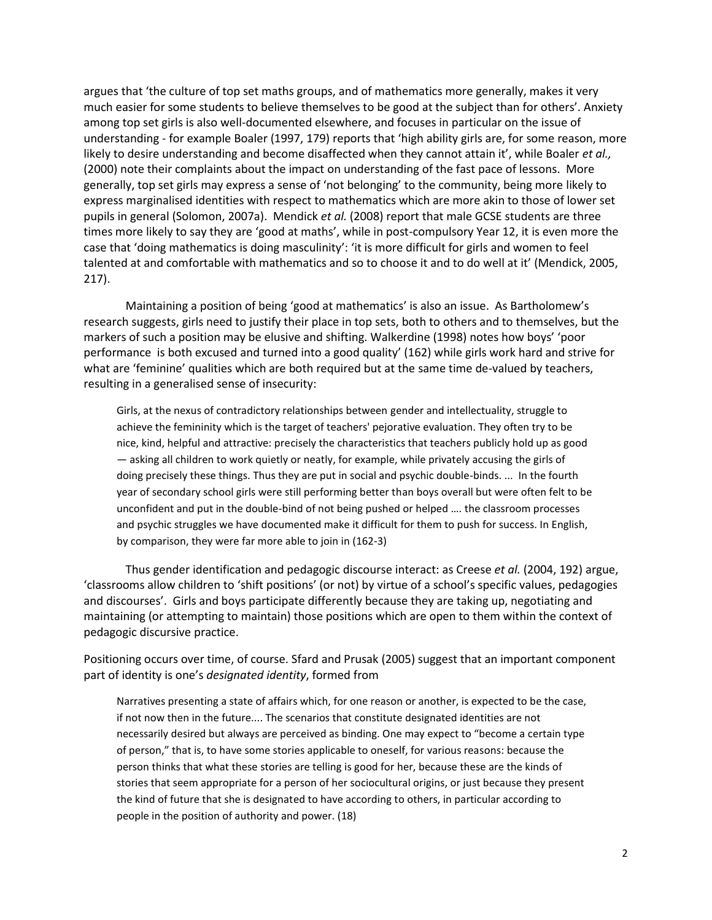argues that 'the culture of top set maths groups, and of mathematics more generally, makes it very much easier for some students to believe themselves to be good at the subject than for others'. Anxiety among top set girls is also well-documented elsewhere, and focuses in particular on the issue of understanding - for example Boaler (1997, 179) reports that 'high ability girls are, for some reason, more likely to desire understanding and become disaffected when they cannot attain it', while Boaler *et al.,* (2000) note their complaints about the impact on understanding of the fast pace of lessons. More generally, top set girls may express a sense of 'not belonging' to the community, being more likely to express marginalised identities with respect to mathematics which are more akin to those of lower set pupils in general (Solomon, 2007a). Mendick *et al.* (2008) report that male GCSE students are three times more likely to say they are 'good at maths', while in post-compulsory Year 12, it is even more the case that 'doing mathematics is doing masculinity': 'it is more difficult for girls and women to feel talented at and comfortable with mathematics and so to choose it and to do well at it' (Mendick, 2005, 217).

Maintaining a position of being 'good at mathematics' is also an issue. As Bartholomew's research suggests, girls need to justify their place in top sets, both to others and to themselves, but the markers of such a position may be elusive and shifting. Walkerdine (1998) notes how boys' 'poor performance is both excused and turned into a good quality' (162) while girls work hard and strive for what are 'feminine' qualities which are both required but at the same time de-valued by teachers, resulting in a generalised sense of insecurity:

> Girls, at the nexus of contradictory relationships between gender and intellectuality, struggle to achieve the femininity which is the target of teachers' pejorative evaluation. They often try to be nice, kind, helpful and attractive: precisely the characteristics that teachers publicly hold up as good — asking all children to work quietly or neatly, for example, while privately accusing the girls of doing precisely these things. Thus they are put in social and psychic double-binds. ... In the fourth year of secondary school girls were still performing better than boys overall but were often felt to be unconfident and put in the double-bind of not being pushed or helped …. the classroom processes and psychic struggles we have documented make it difficult for them to push for success. In English, by comparison, they were far more able to join in (162-3)

Thus gender identification and pedagogic discourse interact: as Creese *et al.* (2004, 192) argue, 'classrooms allow children to 'shift positions' (or not) by virtue of a school's specific values, pedagogies and discourses'. Girls and boys participate differently because they are taking up, negotiating and maintaining (or attempting to maintain) those positions which are open to them within the context of pedagogic discursive practice.

Positioning occurs over time, of course. Sfard and Prusak (2005) suggest that an important component part of identity is one's *designated identity*, formed from

> Narratives presenting a state of affairs which, for one reason or another, is expected to be the case, if not now then in the future.... The scenarios that constitute designated identities are not necessarily desired but always are perceived as binding. One may expect to "become a certain type of person," that is, to have some stories applicable to oneself, for various reasons: because the person thinks that what these stories are telling is good for her, because these are the kinds of stories that seem appropriate for a person of her sociocultural origins, or just because they present the kind of future that she is designated to have according to others, in particular according to people in the position of authority and power. (18)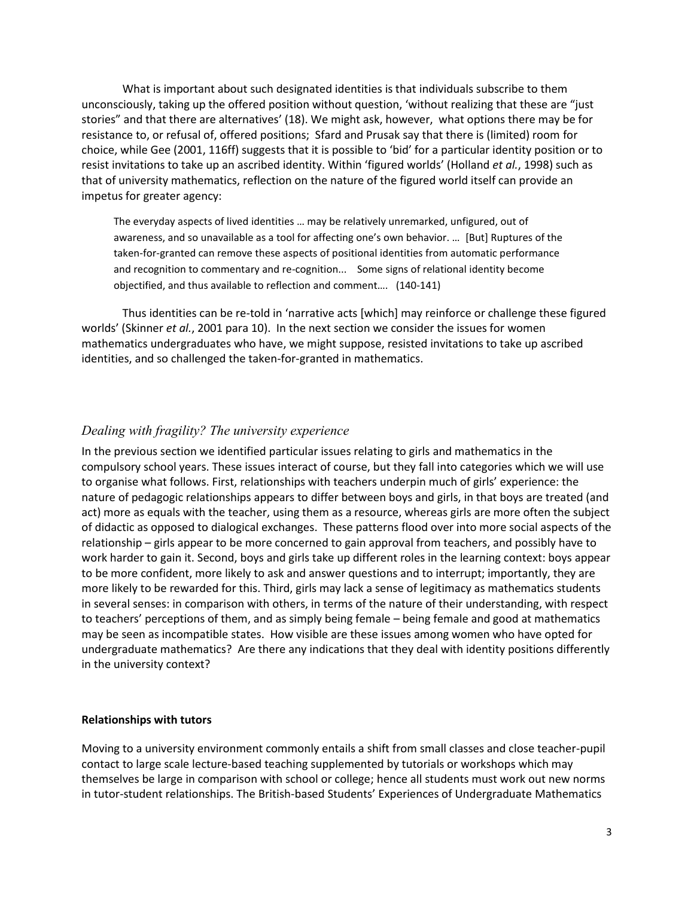What is important about such designated identities is that individuals subscribe to them unconsciously, taking up the offered position without question, 'without realizing that these are "just stories" and that there are alternatives' (18). We might ask, however, what options there may be for resistance to, or refusal of, offered positions; Sfard and Prusak say that there is (limited) room for choice, while Gee (2001, 116ff) suggests that it is possible to 'bid' for a particular identity position or to resist invitations to take up an ascribed identity. Within 'figured worlds' (Holland *et al.*, 1998) such as that of university mathematics, reflection on the nature of the figured world itself can provide an impetus for greater agency:

> The everyday aspects of lived identities … may be relatively unremarked, unfigured, out of awareness, and so unavailable as a tool for affecting one's own behavior. … [But] Ruptures of the taken-for-granted can remove these aspects of positional identities from automatic performance and recognition to commentary and re-cognition... Some signs of relational identity become objectified, and thus available to reflection and comment…. (140-141)

Thus identities can be re-told in 'narrative acts [which] may reinforce or challenge these figured worlds' (Skinner *et al.*, 2001 para 10). In the next section we consider the issues for women mathematics undergraduates who have, we might suppose, resisted invitations to take up ascribed identities, and so challenged the taken-for-granted in mathematics.

## *Dealing with fragility? The university experience*

In the previous section we identified particular issues relating to girls and mathematics in the compulsory school years. These issues interact of course, but they fall into categories which we will use to organise what follows. First, relationships with teachers underpin much of girls' experience: the nature of pedagogic relationships appears to differ between boys and girls, in that boys are treated (and act) more as equals with the teacher, using them as a resource, whereas girls are more often the subject of didactic as opposed to dialogical exchanges. These patterns flood over into more social aspects of the relationship – girls appear to be more concerned to gain approval from teachers, and possibly have to work harder to gain it. Second, boys and girls take up different roles in the learning context: boys appear to be more confident, more likely to ask and answer questions and to interrupt; importantly, they are more likely to be rewarded for this. Third, girls may lack a sense of legitimacy as mathematics students in several senses: in comparison with others, in terms of the nature of their understanding, with respect to teachers' perceptions of them, and as simply being female – being female and good at mathematics may be seen as incompatible states. How visible are these issues among women who have opted for undergraduate mathematics? Are there any indications that they deal with identity positions differently in the university context?

### Relationships with tutors

Moving to a university environment commonly entails a shift from small classes and close teacher-pupil contact to large scale lecture-based teaching supplemented by tutorials or workshops which may themselves be large in comparison with school or college; hence all students must work out new norms in tutor-student relationships. The British-based Students' Experiences of Undergraduate Mathematics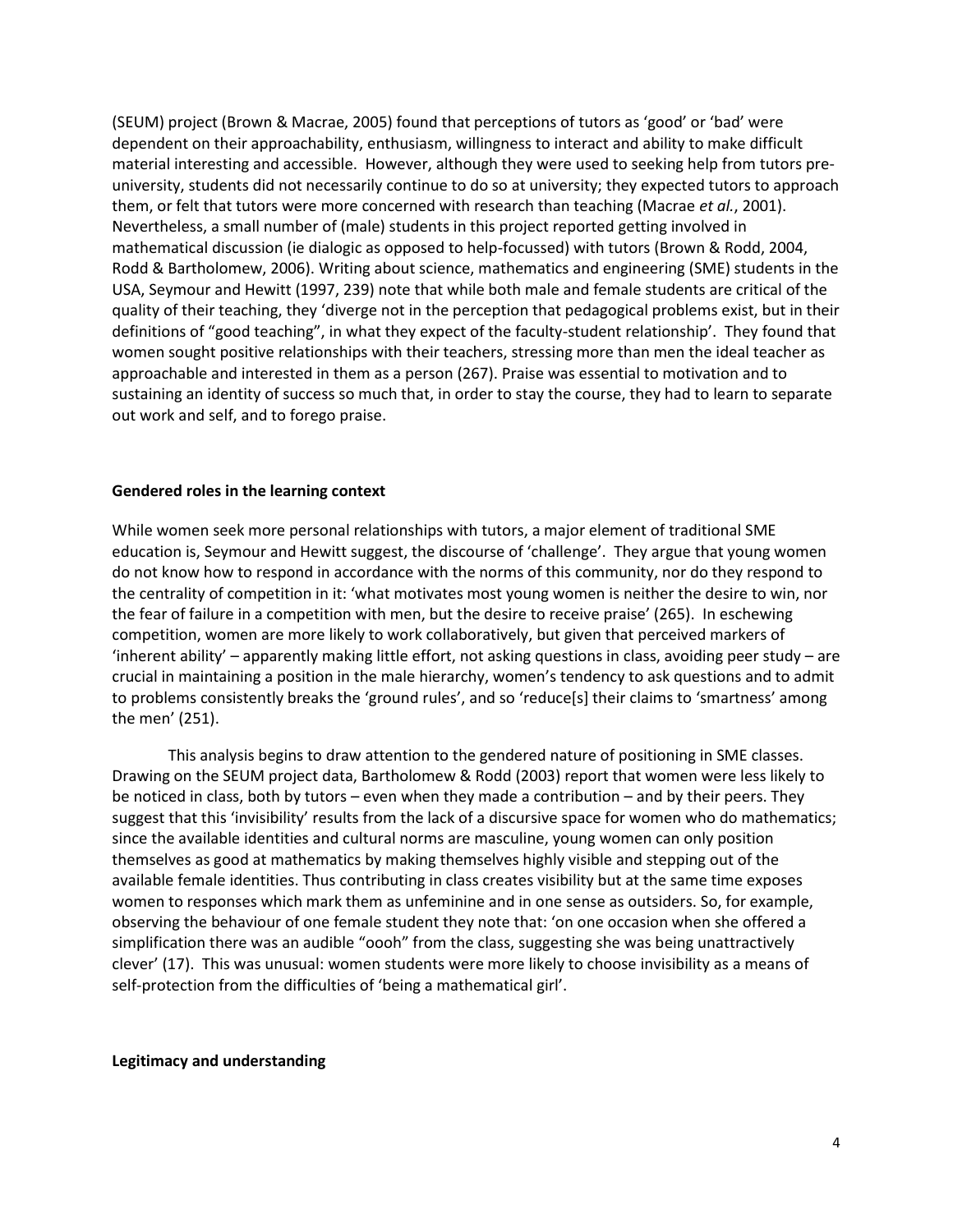(SEUM) project (Brown & Macrae, 2005) found that perceptions of tutors as 'good' or 'bad' were dependent on their approachability, enthusiasm, willingness to interact and ability to make difficult material interesting and accessible. However, although they were used to seeking help from tutors pre-university, students did not necessarily continue to do so at university; they expected tutors to approach them, or felt that tutors were more concerned with research than teaching (Macrae *et al.*, 2001). Nevertheless, a small number of (male) students in this project reported getting involved in mathematical discussion (ie dialogic as opposed to help-focussed) with tutors (Brown & Rodd, 2004, Rodd & Bartholomew, 2006). Writing about science, mathematics and engineering (SME) students in the USA, Seymour and Hewitt (1997, 239) note that while both male and female students are critical of the quality of their teaching, they 'diverge not in the perception that pedagogical problems exist, but in their definitions of "good teaching", in what they expect of the faculty-student relationship'. They found that women sought positive relationships with their teachers, stressing more than men the ideal teacher as approachable and interested in them as a person (267). Praise was essential to motivation and to sustaining an identity of success so much that, in order to stay the course, they had to learn to separate out work and self, and to forego praise.

**Gendered roles in the learning context**

While women seek more personal relationships with tutors, a major element of traditional SME education is, Seymour and Hewitt suggest, the discourse of 'challenge'. They argue that young women do not know how to respond in accordance with the norms of this community, nor do they respond to the centrality of competition in it: 'what motivates most young women is neither the desire to win, nor the fear of failure in a competition with men, but the desire to receive praise' (265). In eschewing competition, women are more likely to work collaboratively, but given that perceived markers of 'inherent ability' – apparently making little effort, not asking questions in class, avoiding peer study – are crucial in maintaining a position in the male hierarchy, women's tendency to ask questions and to admit to problems consistently breaks the 'ground rules', and so 'reduce[s] their claims to 'smartness' among the men' (251).

This analysis begins to draw attention to the gendered nature of positioning in SME classes. Drawing on the SEUM project data, Bartholomew & Rodd (2003) report that women were less likely to be noticed in class, both by tutors – even when they made a contribution – and by their peers. They suggest that this 'invisibility' results from the lack of a discursive space for women who do mathematics; since the available identities and cultural norms are masculine, young women can only position themselves as good at mathematics by making themselves highly visible and stepping out of the available female identities. Thus contributing in class creates visibility but at the same time exposes women to responses which mark them as unfeminine and in one sense as outsiders. So, for example, observing the behaviour of one female student they note that: 'on one occasion when she offered a simplification there was an audible "oooh" from the class, suggesting she was being unattractively clever' (17). This was unusual: women students were more likely to choose invisibility as a means of self-protection from the difficulties of 'being a mathematical girl'.

**Legitimacy and understanding**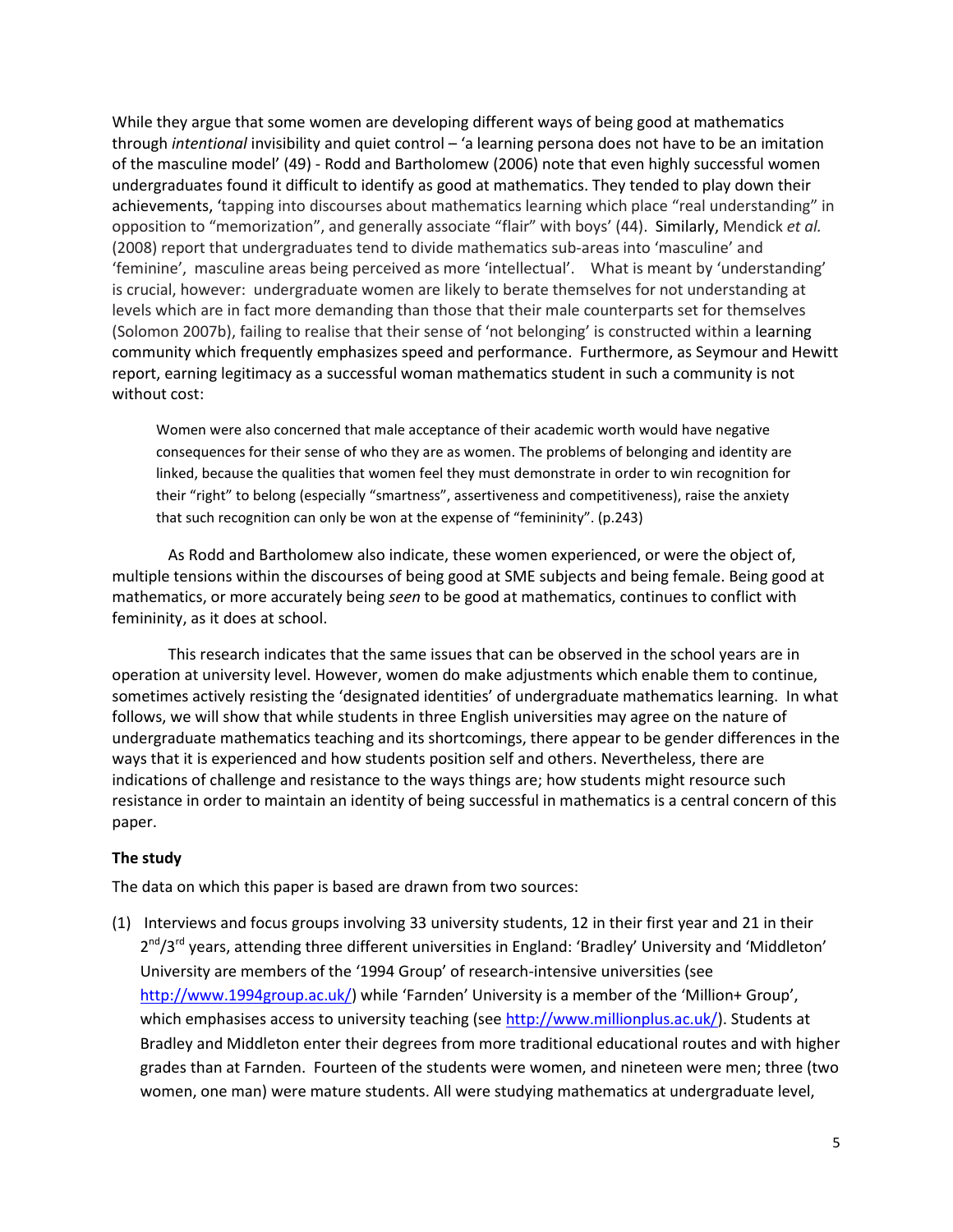While they argue that some women are developing different ways of being good at mathematics through *intentional* invisibility and quiet control – 'a learning persona does not have to be an imitation of the masculine model' (49) - Rodd and Bartholomew (2006) note that even highly successful women undergraduates found it difficult to identify as good at mathematics. They tended to play down their achievements, 'tapping into discourses about mathematics learning which place "real understanding" in opposition to "memorization", and generally associate "flair" with boys' (44). Similarly, Mendick *et al.* (2008) report that undergraduates tend to divide mathematics sub-areas into 'masculine' and 'feminine', masculine areas being perceived as more 'intellectual'. What is meant by 'understanding' is crucial, however: undergraduate women are likely to berate themselves for not understanding at levels which are in fact more demanding than those that their male counterparts set for themselves (Solomon 2007b), failing to realise that their sense of 'not belonging' is constructed within a learning community which frequently emphasizes speed and performance. Furthermore, as Seymour and Hewitt report, earning legitimacy as a successful woman mathematics student in such a community is not without cost:

> Women were also concerned that male acceptance of their academic worth would have negative consequences for their sense of who they are as women. The problems of belonging and identity are linked, because the qualities that women feel they must demonstrate in order to win recognition for their "right" to belong (especially "smartness", assertiveness and competitiveness), raise the anxiety that such recognition can only be won at the expense of "femininity". (p.243)

As Rodd and Bartholomew also indicate, these women experienced, or were the object of, multiple tensions within the discourses of being good at SME subjects and being female. Being good at mathematics, or more accurately being *seen* to be good at mathematics, continues to conflict with femininity, as it does at school.

This research indicates that the same issues that can be observed in the school years are in operation at university level. However, women do make adjustments which enable them to continue, sometimes actively resisting the 'designated identities' of undergraduate mathematics learning. In what follows, we will show that while students in three English universities may agree on the nature of undergraduate mathematics teaching and its shortcomings, there appear to be gender differences in the ways that it is experienced and how students position self and others. Nevertheless, there are indications of challenge and resistance to the ways things are; how students might resource such resistance in order to maintain an identity of being successful in mathematics is a central concern of this paper.

**The study**

The data on which this paper is based are drawn from two sources:

(1) Interviews and focus groups involving 33 university students, 12 in their first year and 21 in their 2nd/3rd years, attending three different universities in England: 'Bradley' University and 'Middleton' University are members of the '1994 Group' of research-intensive universities (see http://www.1994group.ac.uk/) while 'Farnden' University is a member of the 'Million+ Group', which emphasises access to university teaching (see http://www.millionplus.ac.uk/). Students at Bradley and Middleton enter their degrees from more traditional educational routes and with higher grades than at Farnden. Fourteen of the students were women, and nineteen were men; three (two women, one man) were mature students. All were studying mathematics at undergraduate level,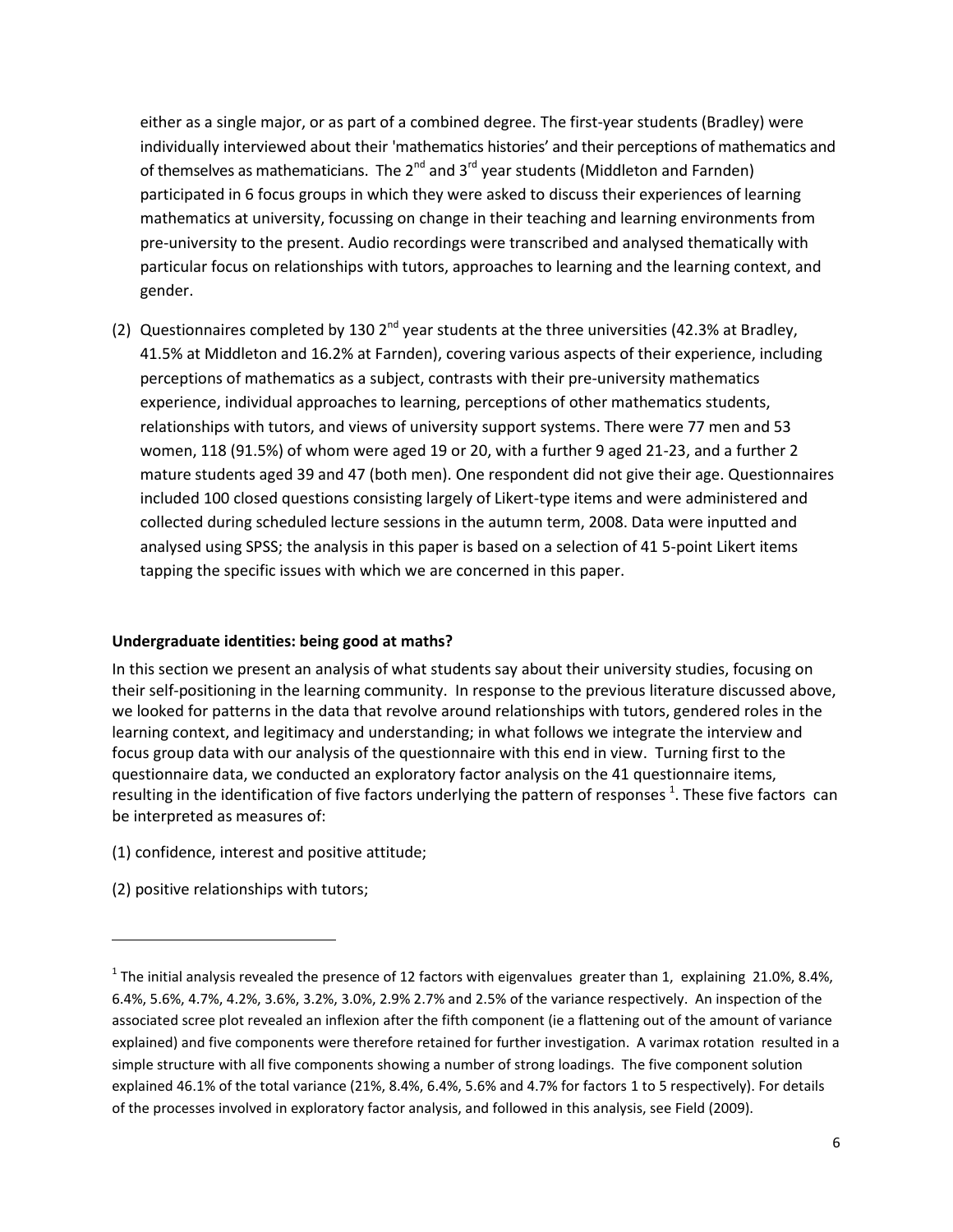either as a single major, or as part of a combined degree. The first-year students (Bradley) were individually interviewed about their 'mathematics histories' and their perceptions of mathematics and of themselves as mathematicians. The 2nd and 3rd year students (Middleton and Farnden) participated in 6 focus groups in which they were asked to discuss their experiences of learning mathematics at university, focussing on change in their teaching and learning environments from pre-university to the present. Audio recordings were transcribed and analysed thematically with particular focus on relationships with tutors, approaches to learning and the learning context, and gender.

(2) Questionnaires completed by 130 2nd year students at the three universities (42.3% at Bradley, 41.5% at Middleton and 16.2% at Farnden), covering various aspects of their experience, including perceptions of mathematics as a subject, contrasts with their pre-university mathematics experience, individual approaches to learning, perceptions of other mathematics students, relationships with tutors, and views of university support systems. There were 77 men and 53 women, 118 (91.5%) of whom were aged 19 or 20, with a further 9 aged 21-23, and a further 2 mature students aged 39 and 47 (both men). One respondent did not give their age. Questionnaires included 100 closed questions consisting largely of Likert-type items and were administered and collected during scheduled lecture sessions in the autumn term, 2008. Data were inputted and analysed using SPSS; the analysis in this paper is based on a selection of 41 5-point Likert items tapping the specific issues with which we are concerned in this paper.

**Undergraduate identities: being good at maths?**

In this section we present an analysis of what students say about their university studies, focusing on their self-positioning in the learning community. In response to the previous literature discussed above, we looked for patterns in the data that revolve around relationships with tutors, gendered roles in the learning context, and legitimacy and understanding; in what follows we integrate the interview and focus group data with our analysis of the questionnaire with this end in view. Turning first to the questionnaire data, we conducted an exploratory factor analysis on the 41 questionnaire items, resulting in the identification of five factors underlying the pattern of responses [1]. These five factors can be interpreted as measures of:

(1) confidence, interest and positive attitude;

(2) positive relationships with tutors;

[1] The initial analysis revealed the presence of 12 factors with eigenvalues greater than 1, explaining 21.0%, 8.4%, 6.4%, 5.6%, 4.7%, 4.2%, 3.6%, 3.2%, 3.0%, 2.9% 2.7% and 2.5% of the variance respectively. An inspection of the associated scree plot revealed an inflexion after the fifth component (ie a flattening out of the amount of variance explained) and five components were therefore retained for further investigation. A varimax rotation resulted in a simple structure with all five components showing a number of strong loadings. The five component solution explained 46.1% of the total variance (21%, 8.4%, 6.4%, 5.6% and 4.7% for factors 1 to 5 respectively). For details of the processes involved in exploratory factor analysis, and followed in this analysis, see Field (2009).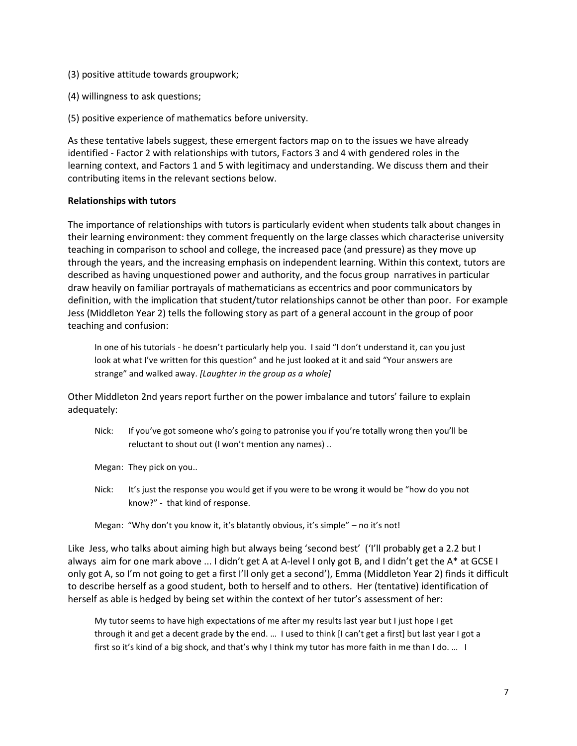(3) positive attitude towards groupwork;

(4) willingness to ask questions;

(5) positive experience of mathematics before university.

As these tentative labels suggest, these emergent factors map on to the issues we have already identified - Factor 2 with relationships with tutors, Factors 3 and 4 with gendered roles in the learning context, and Factors 1 and 5 with legitimacy and understanding. We discuss them and their contributing items in the relevant sections below.

**Relationships with tutors**

The importance of relationships with tutors is particularly evident when students talk about changes in their learning environment: they comment frequently on the large classes which characterise university teaching in comparison to school and college, the increased pace (and pressure) as they move up through the years, and the increasing emphasis on independent learning. Within this context, tutors are described as having unquestioned power and authority, and the focus group narratives in particular draw heavily on familiar portrayals of mathematicians as eccentrics and poor communicators by definition, with the implication that student/tutor relationships cannot be other than poor. For example Jess (Middleton Year 2) tells the following story as part of a general account in the group of poor teaching and confusion:

> In one of his tutorials - he doesn't particularly help you. I said "I don't understand it, can you just look at what I've written for this question" and he just looked at it and said "Your answers are strange" and walked away. *[Laughter in the group as a whole]*

Other Middleton 2nd years report further on the power imbalance and tutors' failure to explain adequately:

> Nick: If you've got someone who's going to patronise you if you're totally wrong then you'll be reluctant to shout out (I won't mention any names) ..
>
> Megan: They pick on you..
>
> Nick: It's just the response you would get if you were to be wrong it would be "how do you not know?" - that kind of response.
>
> Megan: "Why don't you know it, it's blatantly obvious, it's simple" – no it's not!

Like Jess, who talks about aiming high but always being 'second best' ('I'll probably get a 2.2 but I always aim for one mark above ... I didn't get A at A-level I only got B, and I didn't get the A* at GCSE I only got A, so I'm not going to get a first I'll only get a second'), Emma (Middleton Year 2) finds it difficult to describe herself as a good student, both to herself and to others. Her (tentative) identification of herself as able is hedged by being set within the context of her tutor's assessment of her:

> My tutor seems to have high expectations of me after my results last year but I just hope I get through it and get a decent grade by the end. … I used to think [I can't get a first] but last year I got a first so it's kind of a big shock, and that's why I think my tutor has more faith in me than I do. … I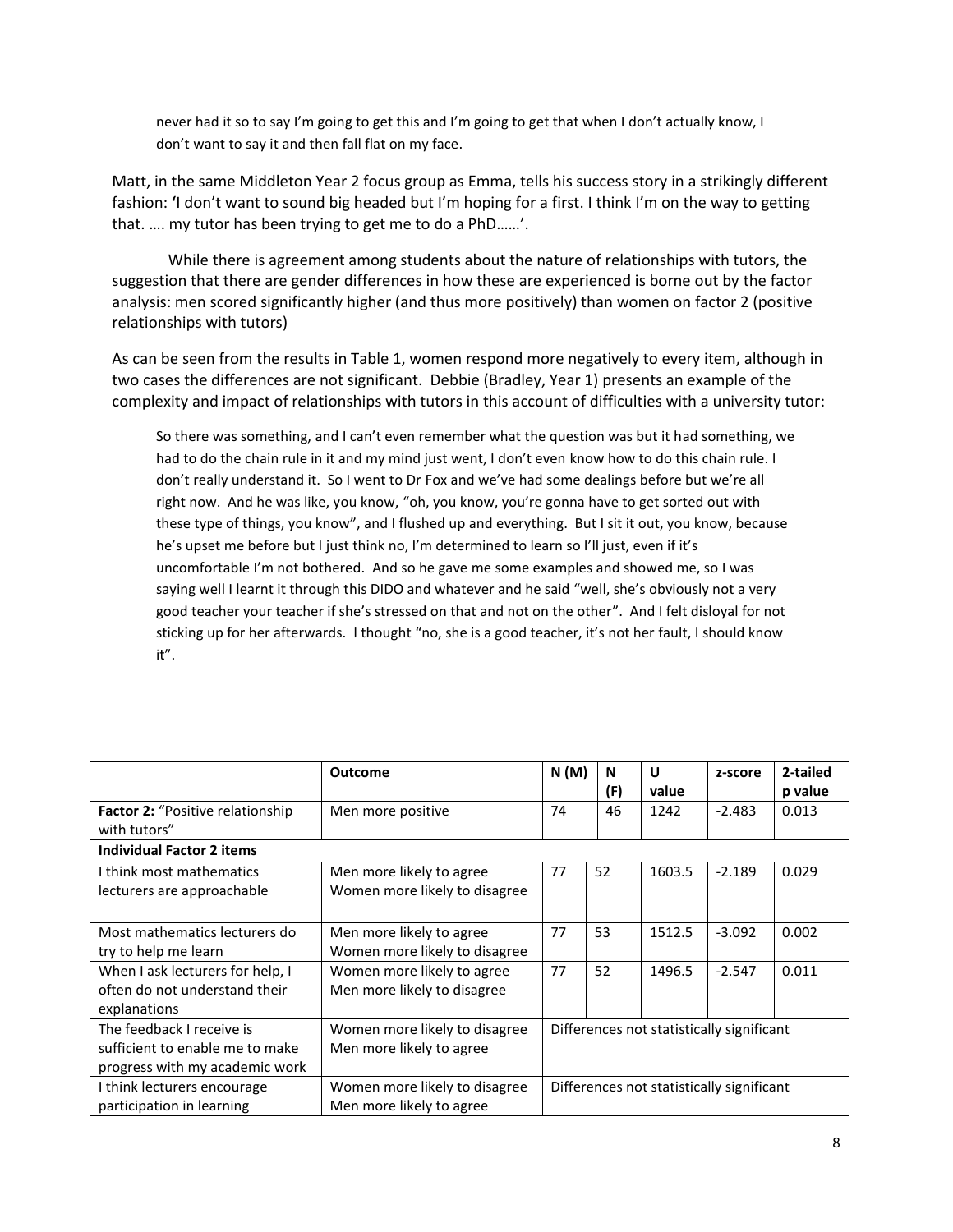> never had it so to say I'm going to get this and I'm going to get that when I don't actually know, I don't want to say it and then fall flat on my face.

Matt, in the same Middleton Year 2 focus group as Emma, tells his success story in a strikingly different fashion: **'**I don't want to sound big headed but I'm hoping for a first. I think I'm on the way to getting that. …. my tutor has been trying to get me to do a PhD……'.

While there is agreement among students about the nature of relationships with tutors, the suggestion that there are gender differences in how these are experienced is borne out by the factor analysis: men scored significantly higher (and thus more positively) than women on factor 2 (positive relationships with tutors)

As can be seen from the results in Table 1, women respond more negatively to every item, although in two cases the differences are not significant. Debbie (Bradley, Year 1) presents an example of the complexity and impact of relationships with tutors in this account of difficulties with a university tutor:

> So there was something, and I can't even remember what the question was but it had something, we had to do the chain rule in it and my mind just went, I don't even know how to do this chain rule. I don't really understand it. So I went to Dr Fox and we've had some dealings before but we're all right now. And he was like, you know, "oh, you know, you're gonna have to get sorted out with these type of things, you know", and I flushed up and everything. But I sit it out, you know, because he's upset me before but I just think no, I'm determined to learn so I'll just, even if it's uncomfortable I'm not bothered. And so he gave me some examples and showed me, so I was saying well I learnt it through this DIDO and whatever and he said "well, she's obviously not a very good teacher your teacher if she's stressed on that and not on the other". And I felt disloyal for not sticking up for her afterwards. I thought "no, she is a good teacher, it's not her fault, I should know it".

| | Outcome | N (M) | N (F) | U value | z-score | 2-tailed p value |
|---|---|---|---|---|---|---|
| **Factor 2:** "Positive relationship with tutors" | Men more positive | 74 | 46 | 1242 | -2.483 | 0.013 |
| **Individual Factor 2 items** | | | | | | |
| I think most mathematics lecturers are approachable | Men more likely to agree<br>Women more likely to disagree | 77 | 52 | 1603.5 | -2.189 | 0.029 |
| Most mathematics lecturers do try to help me learn | Men more likely to agree<br>Women more likely to disagree | 77 | 53 | 1512.5 | -3.092 | 0.002 |
| When I ask lecturers for help, I often do not understand their explanations | Women more likely to agree<br>Men more likely to disagree | 77 | 52 | 1496.5 | -2.547 | 0.011 |
| The feedback I receive is sufficient to enable me to make progress with my academic work | Women more likely to disagree<br>Men more likely to agree | Differences not statistically significant | | | | |
| I think lecturers encourage participation in learning | Women more likely to disagree<br>Men more likely to agree | Differences not statistically significant | | | | |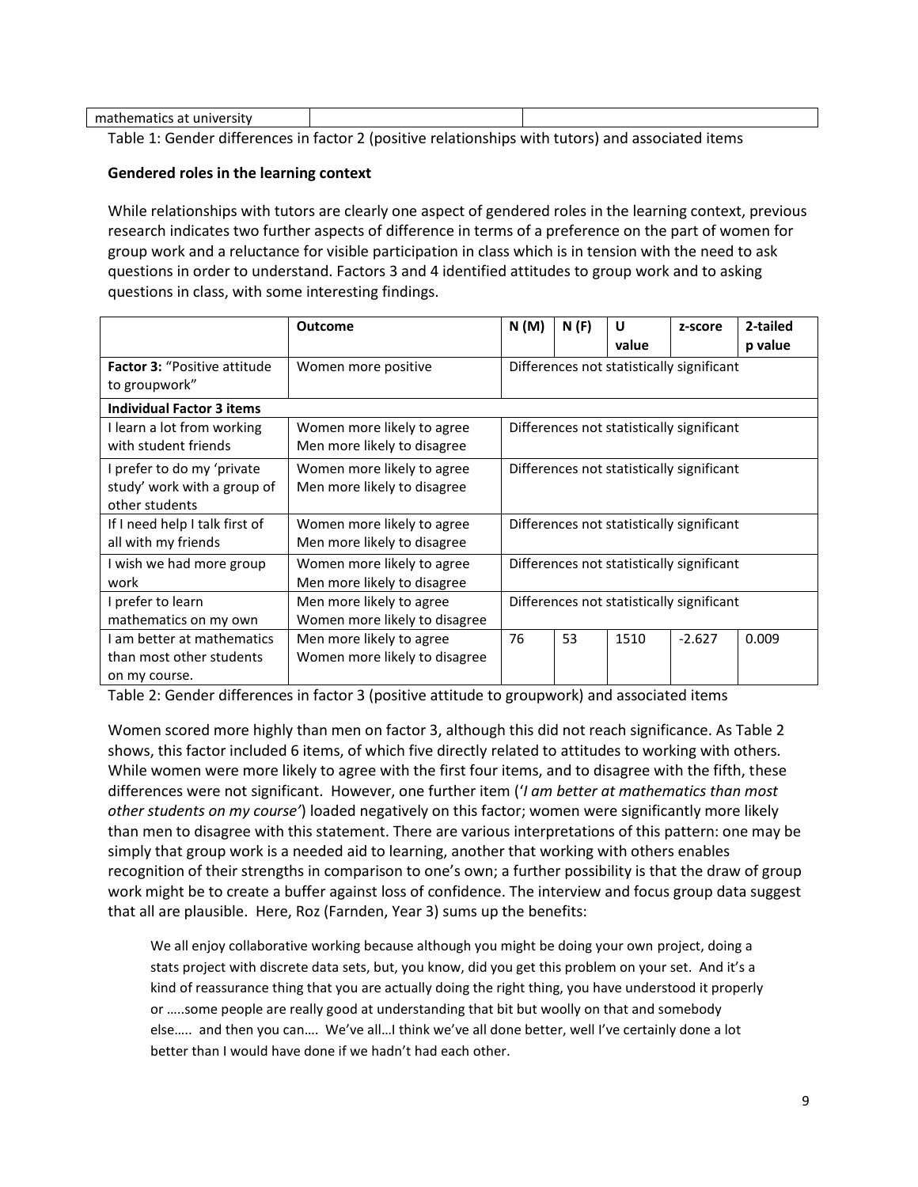| mathematics at university | | |
|---|---|---|

Table 1: Gender differences in factor 2 (positive relationships with tutors) and associated items

**Gendered roles in the learning context**

While relationships with tutors are clearly one aspect of gendered roles in the learning context, previous research indicates two further aspects of difference in terms of a preference on the part of women for group work and a reluctance for visible participation in class which is in tension with the need to ask questions in order to understand. Factors 3 and 4 identified attitudes to group work and to asking questions in class, with some interesting findings.

| | Outcome | N (M) | N (F) | U value | z-score | 2-tailed p value |
|---|---|---|---|---|---|---|
| **Factor 3:** "Positive attitude to groupwork" | Women more positive | Differences not statistically significant | | | | |
| **Individual Factor 3 items** | | | | | | |
| I learn a lot from working with student friends | Women more likely to agree<br>Men more likely to disagree | Differences not statistically significant | | | | |
| I prefer to do my 'private study' work with a group of other students | Women more likely to agree<br>Men more likely to disagree | Differences not statistically significant | | | | |
| If I need help I talk first of all with my friends | Women more likely to agree<br>Men more likely to disagree | Differences not statistically significant | | | | |
| I wish we had more group work | Women more likely to agree<br>Men more likely to disagree | Differences not statistically significant | | | | |
| I prefer to learn mathematics on my own | Men more likely to agree<br>Women more likely to disagree | Differences not statistically significant | | | | |
| I am better at mathematics than most other students on my course. | Men more likely to agree<br>Women more likely to disagree | 76 | 53 | 1510 | -2.627 | 0.009 |

Table 2: Gender differences in factor 3 (positive attitude to groupwork) and associated items

Women scored more highly than men on factor 3, although this did not reach significance. As Table 2 shows, this factor included 6 items, of which five directly related to attitudes to working with others. While women were more likely to agree with the first four items, and to disagree with the fifth, these differences were not significant. However, one further item ('*I am better at mathematics than most other students on my course'*) loaded negatively on this factor; women were significantly more likely than men to disagree with this statement. There are various interpretations of this pattern: one may be simply that group work is a needed aid to learning, another that working with others enables recognition of their strengths in comparison to one's own; a further possibility is that the draw of group work might be to create a buffer against loss of confidence. The interview and focus group data suggest that all are plausible. Here, Roz (Farnden, Year 3) sums up the benefits:

> We all enjoy collaborative working because although you might be doing your own project, doing a stats project with discrete data sets, but, you know, did you get this problem on your set. And it's a kind of reassurance thing that you are actually doing the right thing, you have understood it properly or …..some people are really good at understanding that bit but woolly on that and somebody else….. and then you can…. We've all…I think we've all done better, well I've certainly done a lot better than I would have done if we hadn't had each other.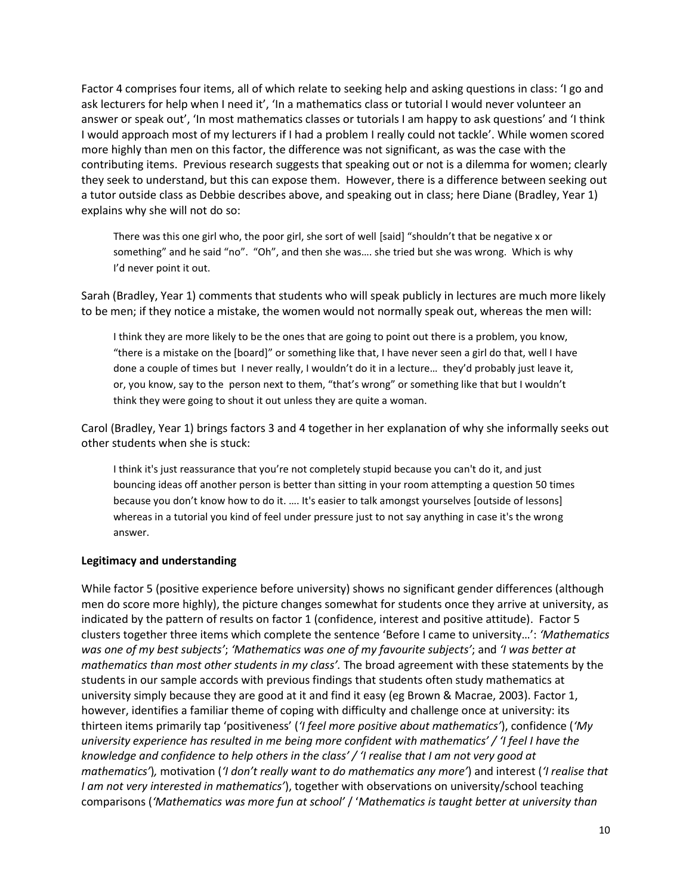Factor 4 comprises four items, all of which relate to seeking help and asking questions in class: 'I go and ask lecturers for help when I need it', 'In a mathematics class or tutorial I would never volunteer an answer or speak out', 'In most mathematics classes or tutorials I am happy to ask questions' and 'I think I would approach most of my lecturers if I had a problem I really could not tackle'. While women scored more highly than men on this factor, the difference was not significant, as was the case with the contributing items. Previous research suggests that speaking out or not is a dilemma for women; clearly they seek to understand, but this can expose them. However, there is a difference between seeking out a tutor outside class as Debbie describes above, and speaking out in class; here Diane (Bradley, Year 1) explains why she will not do so:

> There was this one girl who, the poor girl, she sort of well [said] "shouldn't that be negative x or something" and he said "no". "Oh", and then she was…. she tried but she was wrong. Which is why I'd never point it out.

Sarah (Bradley, Year 1) comments that students who will speak publicly in lectures are much more likely to be men; if they notice a mistake, the women would not normally speak out, whereas the men will:

> I think they are more likely to be the ones that are going to point out there is a problem, you know, "there is a mistake on the [board]" or something like that, I have never seen a girl do that, well I have done a couple of times but I never really, I wouldn't do it in a lecture… they'd probably just leave it, or, you know, say to the person next to them, "that's wrong" or something like that but I wouldn't think they were going to shout it out unless they are quite a woman.

Carol (Bradley, Year 1) brings factors 3 and 4 together in her explanation of why she informally seeks out other students when she is stuck:

> I think it's just reassurance that you're not completely stupid because you can't do it, and just bouncing ideas off another person is better than sitting in your room attempting a question 50 times because you don't know how to do it. …. It's easier to talk amongst yourselves [outside of lessons] whereas in a tutorial you kind of feel under pressure just to not say anything in case it's the wrong answer.

**Legitimacy and understanding**

While factor 5 (positive experience before university) shows no significant gender differences (although men do score more highly), the picture changes somewhat for students once they arrive at university, as indicated by the pattern of results on factor 1 (confidence, interest and positive attitude). Factor 5 clusters together three items which complete the sentence 'Before I came to university…': *'Mathematics was one of my best subjects'*; *'Mathematics was one of my favourite subjects'*; and *'I was better at mathematics than most other students in my class'.* The broad agreement with these statements by the students in our sample accords with previous findings that students often study mathematics at university simply because they are good at it and find it easy (eg Brown & Macrae, 2003). Factor 1, however, identifies a familiar theme of coping with difficulty and challenge once at university: its thirteen items primarily tap 'positiveness' (*'I feel more positive about mathematics'*), confidence (*'My university experience has resulted in me being more confident with mathematics' / 'I feel I have the knowledge and confidence to help others in the class' / 'I realise that I am not very good at mathematics'*), motivation (*'I don't really want to do mathematics any more'*) and interest (*'I realise that I am not very interested in mathematics'*), together with observations on university/school teaching comparisons (*'Mathematics was more fun at school'* / '*Mathematics is taught better at university than*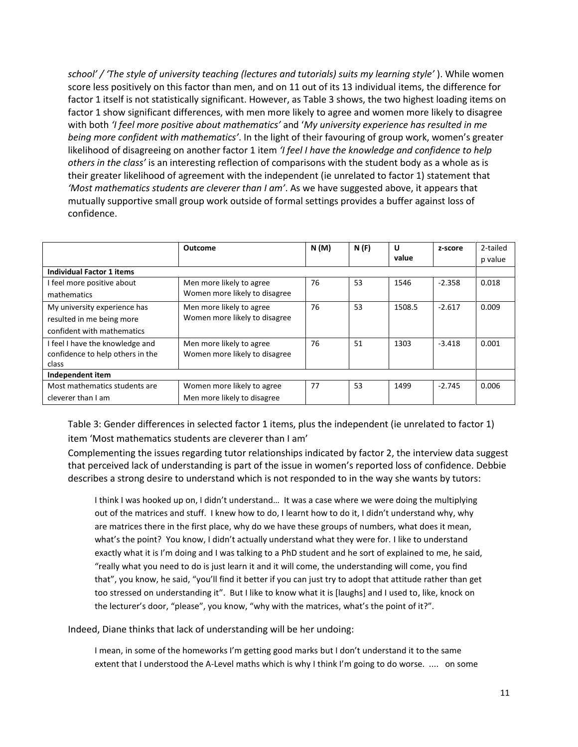*school' / 'The style of university teaching (lectures and tutorials) suits my learning style'* ). While women score less positively on this factor than men, and on 11 out of its 13 individual items, the difference for factor 1 itself is not statistically significant. However, as Table 3 shows, the two highest loading items on factor 1 show significant differences, with men more likely to agree and women more likely to disagree with both *'I feel more positive about mathematics'* and '*My university experience has resulted in me being more confident with mathematics'*. In the light of their favouring of group work, women's greater likelihood of disagreeing on another factor 1 item *'I feel I have the knowledge and confidence to help others in the class'* is an interesting reflection of comparisons with the student body as a whole as is their greater likelihood of agreement with the independent (ie unrelated to factor 1) statement that *'Most mathematics students are cleverer than I am'*. As we have suggested above, it appears that mutually supportive small group work outside of formal settings provides a buffer against loss of confidence.

| | **Outcome** | **N (M)** | **N (F)** | **U value** | **z-score** | 2-tailed p value |
|---|---|---|---|---|---|---|
| **Individual Factor 1 items** | | | | | | |
| I feel more positive about mathematics | Men more likely to agree<br>Women more likely to disagree | 76 | 53 | 1546 | -2.358 | 0.018 |
| My university experience has resulted in me being more confident with mathematics | Men more likely to agree<br>Women more likely to disagree | 76 | 53 | 1508.5 | -2.617 | 0.009 |
| I feel I have the knowledge and confidence to help others in the class | Men more likely to agree<br>Women more likely to disagree | 76 | 51 | 1303 | -3.418 | 0.001 |
| **Independent item** | | | | | | |
| Most mathematics students are cleverer than I am | Women more likely to agree<br>Men more likely to disagree | 77 | 53 | 1499 | -2.745 | 0.006 |

Table 3: Gender differences in selected factor 1 items, plus the independent (ie unrelated to factor 1) item 'Most mathematics students are cleverer than I am'

Complementing the issues regarding tutor relationships indicated by factor 2, the interview data suggest that perceived lack of understanding is part of the issue in women's reported loss of confidence. Debbie describes a strong desire to understand which is not responded to in the way she wants by tutors:

> I think I was hooked up on, I didn't understand… It was a case where we were doing the multiplying out of the matrices and stuff. I knew how to do, I learnt how to do it, I didn't understand why, why are matrices there in the first place, why do we have these groups of numbers, what does it mean, what's the point? You know, I didn't actually understand what they were for. I like to understand exactly what it is I'm doing and I was talking to a PhD student and he sort of explained to me, he said, "really what you need to do is just learn it and it will come, the understanding will come, you find that", you know, he said, "you'll find it better if you can just try to adopt that attitude rather than get too stressed on understanding it". But I like to know what it is [laughs] and I used to, like, knock on the lecturer's door, "please", you know, "why with the matrices, what's the point of it?".

Indeed, Diane thinks that lack of understanding will be her undoing:

> I mean, in some of the homeworks I'm getting good marks but I don't understand it to the same extent that I understood the A-Level maths which is why I think I'm going to do worse. .... on some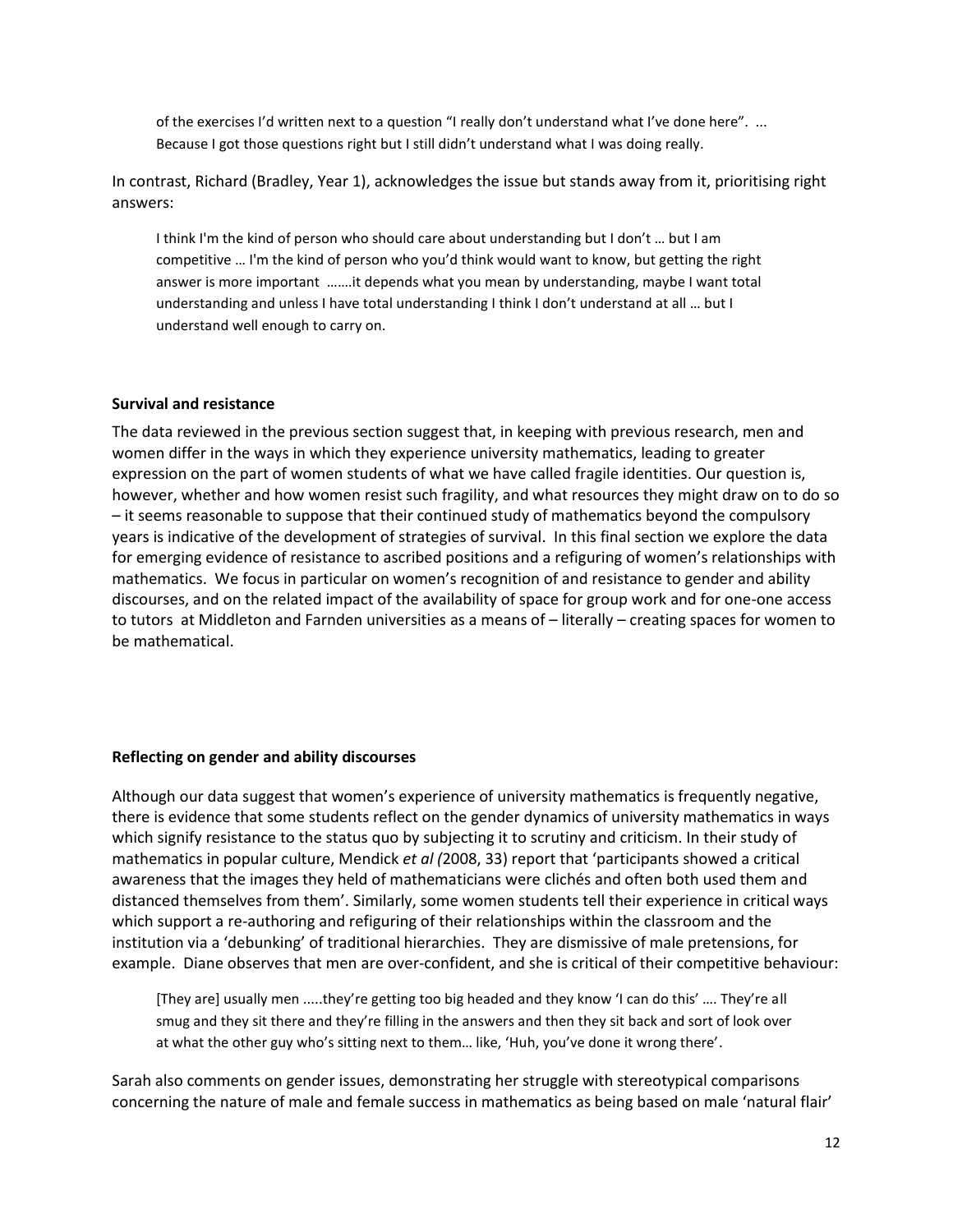> of the exercises I'd written next to a question "I really don't understand what I've done here". ... Because I got those questions right but I still didn't understand what I was doing really.

In contrast, Richard (Bradley, Year 1), acknowledges the issue but stands away from it, prioritising right answers:

> I think I'm the kind of person who should care about understanding but I don't … but I am competitive … I'm the kind of person who you'd think would want to know, but getting the right answer is more important …….it depends what you mean by understanding, maybe I want total understanding and unless I have total understanding I think I don't understand at all … but I understand well enough to carry on.

**Survival and resistance**

The data reviewed in the previous section suggest that, in keeping with previous research, men and women differ in the ways in which they experience university mathematics, leading to greater expression on the part of women students of what we have called fragile identities. Our question is, however, whether and how women resist such fragility, and what resources they might draw on to do so – it seems reasonable to suppose that their continued study of mathematics beyond the compulsory years is indicative of the development of strategies of survival. In this final section we explore the data for emerging evidence of resistance to ascribed positions and a refiguring of women's relationships with mathematics. We focus in particular on women's recognition of and resistance to gender and ability discourses, and on the related impact of the availability of space for group work and for one-one access to tutors at Middleton and Farnden universities as a means of – literally – creating spaces for women to be mathematical.

**Reflecting on gender and ability discourses**

Although our data suggest that women's experience of university mathematics is frequently negative, there is evidence that some students reflect on the gender dynamics of university mathematics in ways which signify resistance to the status quo by subjecting it to scrutiny and criticism. In their study of mathematics in popular culture, Mendick *et al (*2008, 33) report that 'participants showed a critical awareness that the images they held of mathematicians were clichés and often both used them and distanced themselves from them'. Similarly, some women students tell their experience in critical ways which support a re-authoring and refiguring of their relationships within the classroom and the institution via a 'debunking' of traditional hierarchies. They are dismissive of male pretensions, for example. Diane observes that men are over-confident, and she is critical of their competitive behaviour:

> [They are] usually men .....they're getting too big headed and they know 'I can do this' …. They're all smug and they sit there and they're filling in the answers and then they sit back and sort of look over at what the other guy who's sitting next to them… like, 'Huh, you've done it wrong there'.

Sarah also comments on gender issues, demonstrating her struggle with stereotypical comparisons concerning the nature of male and female success in mathematics as being based on male 'natural flair'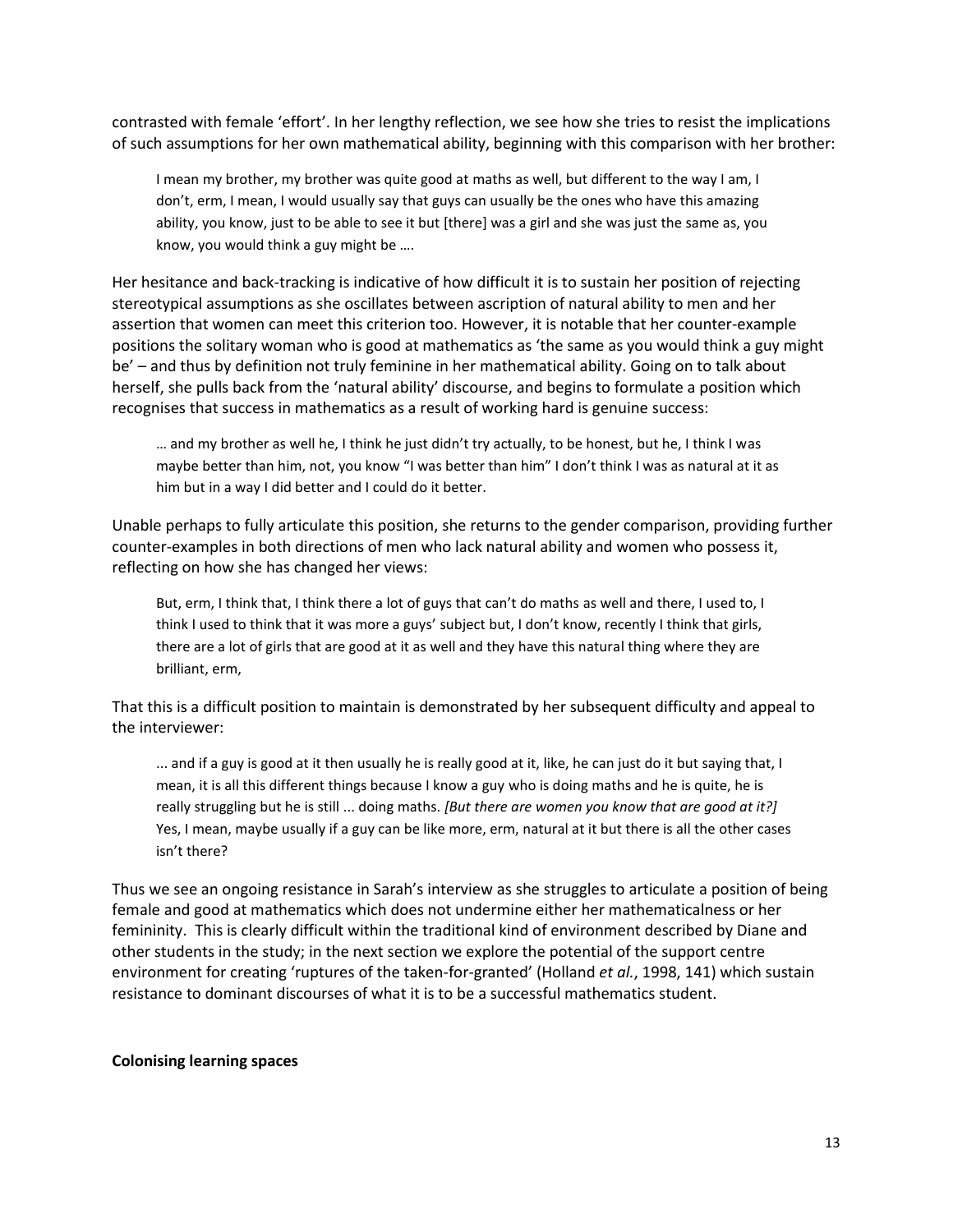contrasted with female 'effort'. In her lengthy reflection, we see how she tries to resist the implications of such assumptions for her own mathematical ability, beginning with this comparison with her brother:

> I mean my brother, my brother was quite good at maths as well, but different to the way I am, I don't, erm, I mean, I would usually say that guys can usually be the ones who have this amazing ability, you know, just to be able to see it but [there] was a girl and she was just the same as, you know, you would think a guy might be ….

Her hesitance and back-tracking is indicative of how difficult it is to sustain her position of rejecting stereotypical assumptions as she oscillates between ascription of natural ability to men and her assertion that women can meet this criterion too. However, it is notable that her counter-example positions the solitary woman who is good at mathematics as 'the same as you would think a guy might be' – and thus by definition not truly feminine in her mathematical ability. Going on to talk about herself, she pulls back from the 'natural ability' discourse, and begins to formulate a position which recognises that success in mathematics as a result of working hard is genuine success:

> … and my brother as well he, I think he just didn't try actually, to be honest, but he, I think I was maybe better than him, not, you know "I was better than him" I don't think I was as natural at it as him but in a way I did better and I could do it better.

Unable perhaps to fully articulate this position, she returns to the gender comparison, providing further counter-examples in both directions of men who lack natural ability and women who possess it, reflecting on how she has changed her views:

> But, erm, I think that, I think there a lot of guys that can't do maths as well and there, I used to, I think I used to think that it was more a guys' subject but, I don't know, recently I think that girls, there are a lot of girls that are good at it as well and they have this natural thing where they are brilliant, erm,

That this is a difficult position to maintain is demonstrated by her subsequent difficulty and appeal to the interviewer:

> ... and if a guy is good at it then usually he is really good at it, like, he can just do it but saying that, I mean, it is all this different things because I know a guy who is doing maths and he is quite, he is really struggling but he is still ... doing maths. *[But there are women you know that are good at it?]* Yes, I mean, maybe usually if a guy can be like more, erm, natural at it but there is all the other cases isn't there?

Thus we see an ongoing resistance in Sarah's interview as she struggles to articulate a position of being female and good at mathematics which does not undermine either her mathematicalness or her femininity. This is clearly difficult within the traditional kind of environment described by Diane and other students in the study; in the next section we explore the potential of the support centre environment for creating 'ruptures of the taken-for-granted' (Holland *et al.*, 1998, 141) which sustain resistance to dominant discourses of what it is to be a successful mathematics student.

**Colonising learning spaces**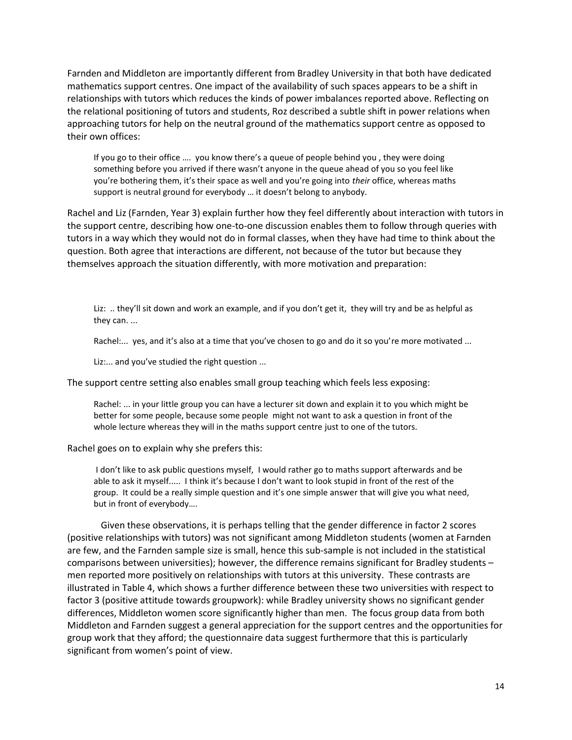Farnden and Middleton are importantly different from Bradley University in that both have dedicated mathematics support centres. One impact of the availability of such spaces appears to be a shift in relationships with tutors which reduces the kinds of power imbalances reported above. Reflecting on the relational positioning of tutors and students, Roz described a subtle shift in power relations when approaching tutors for help on the neutral ground of the mathematics support centre as opposed to their own offices:

> If you go to their office …. you know there's a queue of people behind you , they were doing something before you arrived if there wasn't anyone in the queue ahead of you so you feel like you're bothering them, it's their space as well and you're going into *their* office, whereas maths support is neutral ground for everybody … it doesn't belong to anybody.

Rachel and Liz (Farnden, Year 3) explain further how they feel differently about interaction with tutors in the support centre, describing how one-to-one discussion enables them to follow through queries with tutors in a way which they would not do in formal classes, when they have had time to think about the question. Both agree that interactions are different, not because of the tutor but because they themselves approach the situation differently, with more motivation and preparation:

> Liz: .. they'll sit down and work an example, and if you don't get it, they will try and be as helpful as they can. ...
>
> Rachel:... yes, and it's also at a time that you've chosen to go and do it so you're more motivated ...
>
> Liz:... and you've studied the right question ...

The support centre setting also enables small group teaching which feels less exposing:

> Rachel: ... in your little group you can have a lecturer sit down and explain it to you which might be better for some people, because some people might not want to ask a question in front of the whole lecture whereas they will in the maths support centre just to one of the tutors.

Rachel goes on to explain why she prefers this:

> I don't like to ask public questions myself, I would rather go to maths support afterwards and be able to ask it myself..... I think it's because I don't want to look stupid in front of the rest of the group. It could be a really simple question and it's one simple answer that will give you what need, but in front of everybody….

Given these observations, it is perhaps telling that the gender difference in factor 2 scores (positive relationships with tutors) was not significant among Middleton students (women at Farnden are few, and the Farnden sample size is small, hence this sub-sample is not included in the statistical comparisons between universities); however, the difference remains significant for Bradley students – men reported more positively on relationships with tutors at this university. These contrasts are illustrated in Table 4, which shows a further difference between these two universities with respect to factor 3 (positive attitude towards groupwork): while Bradley university shows no significant gender differences, Middleton women score significantly higher than men. The focus group data from both Middleton and Farnden suggest a general appreciation for the support centres and the opportunities for group work that they afford; the questionnaire data suggest furthermore that this is particularly significant from women's point of view.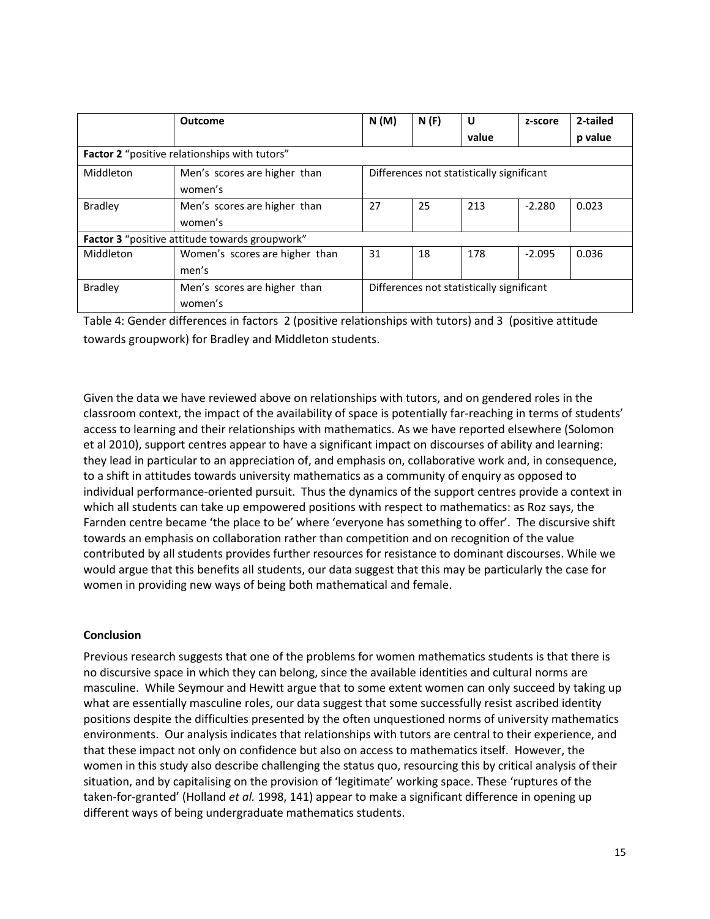| | **Outcome** | **N (M)** | **N (F)** | **U value** | **z-score** | **2-tailed p value** |
|---|---|---|---|---|---|---|
| **Factor 2** "positive relationships with tutors" | | | | | | |
| Middleton | Men's scores are higher than women's | Differences not statistically significant | | | | |
| Bradley | Men's scores are higher than women's | 27 | 25 | 213 | -2.280 | 0.023 |
| **Factor 3** "positive attitude towards groupwork" | | | | | | |
| Middleton | Women's scores are higher than men's | 31 | 18 | 178 | -2.095 | 0.036 |
| Bradley | Men's scores are higher than women's | Differences not statistically significant | | | | |

Table 4: Gender differences in factors 2 (positive relationships with tutors) and 3 (positive attitude towards groupwork) for Bradley and Middleton students.

Given the data we have reviewed above on relationships with tutors, and on gendered roles in the classroom context, the impact of the availability of space is potentially far-reaching in terms of students' access to learning and their relationships with mathematics. As we have reported elsewhere (Solomon et al 2010), support centres appear to have a significant impact on discourses of ability and learning: they lead in particular to an appreciation of, and emphasis on, collaborative work and, in consequence, to a shift in attitudes towards university mathematics as a community of enquiry as opposed to individual performance-oriented pursuit. Thus the dynamics of the support centres provide a context in which all students can take up empowered positions with respect to mathematics: as Roz says, the Farnden centre became 'the place to be' where 'everyone has something to offer'. The discursive shift towards an emphasis on collaboration rather than competition and on recognition of the value contributed by all students provides further resources for resistance to dominant discourses. While we would argue that this benefits all students, our data suggest that this may be particularly the case for women in providing new ways of being both mathematical and female.

## Conclusion

Previous research suggests that one of the problems for women mathematics students is that there is no discursive space in which they can belong, since the available identities and cultural norms are masculine. While Seymour and Hewitt argue that to some extent women can only succeed by taking up what are essentially masculine roles, our data suggest that some successfully resist ascribed identity positions despite the difficulties presented by the often unquestioned norms of university mathematics environments. Our analysis indicates that relationships with tutors are central to their experience, and that these impact not only on confidence but also on access to mathematics itself. However, the women in this study also describe challenging the status quo, resourcing this by critical analysis of their situation, and by capitalising on the provision of 'legitimate' working space. These 'ruptures of the taken-for-granted' (Holland *et al.* 1998, 141) appear to make a significant difference in opening up different ways of being undergraduate mathematics students.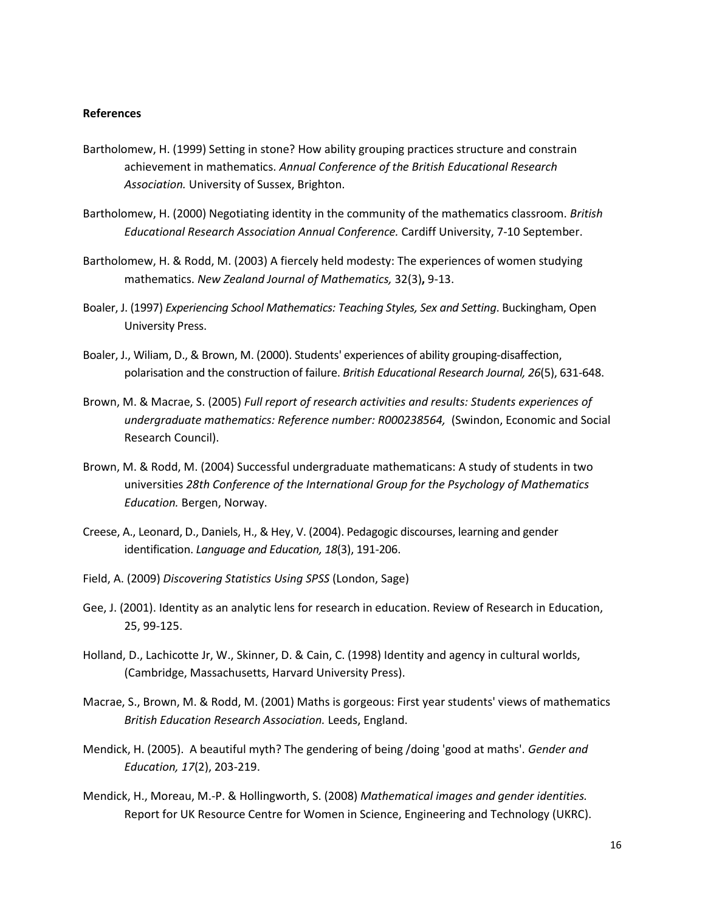**References**

Bartholomew, H. (1999) Setting in stone? How ability grouping practices structure and constrain achievement in mathematics. *Annual Conference of the British Educational Research Association.* University of Sussex, Brighton.

Bartholomew, H. (2000) Negotiating identity in the community of the mathematics classroom. *British Educational Research Association Annual Conference.* Cardiff University, 7-10 September.

Bartholomew, H. & Rodd, M. (2003) A fiercely held modesty: The experiences of women studying mathematics. *New Zealand Journal of Mathematics,* 32(3)**,** 9-13.

Boaler, J. (1997) *Experiencing School Mathematics: Teaching Styles, Sex and Setting*. Buckingham, Open University Press.

Boaler, J., Wiliam, D., & Brown, M. (2000). Students' experiences of ability grouping-disaffection, polarisation and the construction of failure. *British Educational Research Journal, 26*(5), 631-648.

Brown, M. & Macrae, S. (2005) *Full report of research activities and results: Students experiences of undergraduate mathematics: Reference number: R000238564,* (Swindon, Economic and Social Research Council).

Brown, M. & Rodd, M. (2004) Successful undergraduate mathematicans: A study of students in two universities *28th Conference of the International Group for the Psychology of Mathematics Education.* Bergen, Norway.

Creese, A., Leonard, D., Daniels, H., & Hey, V. (2004). Pedagogic discourses, learning and gender identification. *Language and Education, 18*(3), 191-206.

Field, A. (2009) *Discovering Statistics Using SPSS* (London, Sage)

Gee, J. (2001). Identity as an analytic lens for research in education. Review of Research in Education, 25, 99-125.

Holland, D., Lachicotte Jr, W., Skinner, D. & Cain, C. (1998) Identity and agency in cultural worlds, (Cambridge, Massachusetts, Harvard University Press).

Macrae, S., Brown, M. & Rodd, M. (2001) Maths is gorgeous: First year students' views of mathematics *British Education Research Association.* Leeds, England.

Mendick, H. (2005). A beautiful myth? The gendering of being /doing 'good at maths'. *Gender and Education, 17*(2), 203-219.

Mendick, H., Moreau, M.-P. & Hollingworth, S. (2008) *Mathematical images and gender identities.* Report for UK Resource Centre for Women in Science, Engineering and Technology (UKRC).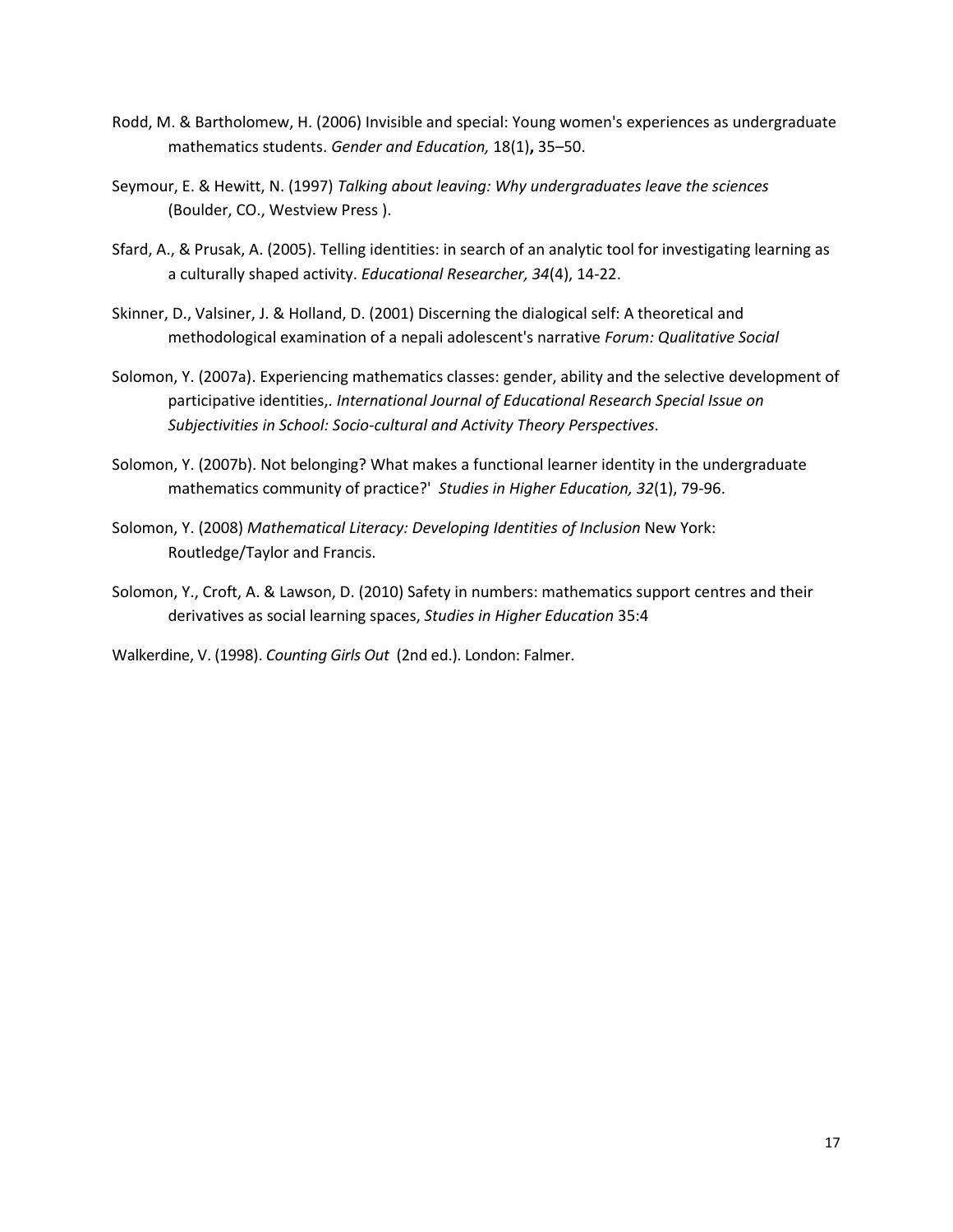Rodd, M. & Bartholomew, H. (2006) Invisible and special: Young women's experiences as undergraduate mathematics students. *Gender and Education,* 18(1)**,** 35–50.

Seymour, E. & Hewitt, N. (1997) *Talking about leaving: Why undergraduates leave the sciences* (Boulder, CO., Westview Press ).

Sfard, A., & Prusak, A. (2005). Telling identities: in search of an analytic tool for investigating learning as a culturally shaped activity. *Educational Researcher, 34*(4), 14-22.

Skinner, D., Valsiner, J. & Holland, D. (2001) Discerning the dialogical self: A theoretical and methodological examination of a nepali adolescent's narrative *Forum: Qualitative Social*

Solomon, Y. (2007a). Experiencing mathematics classes: gender, ability and the selective development of participative identities,. *International Journal of Educational Research Special Issue on Subjectivities in School: Socio-cultural and Activity Theory Perspectives*.

Solomon, Y. (2007b). Not belonging? What makes a functional learner identity in the undergraduate mathematics community of practice?' *Studies in Higher Education, 32*(1), 79-96.

Solomon, Y. (2008) *Mathematical Literacy: Developing Identities of Inclusion* New York: Routledge/Taylor and Francis.

Solomon, Y., Croft, A. & Lawson, D. (2010) Safety in numbers: mathematics support centres and their derivatives as social learning spaces, *Studies in Higher Education* 35:4

Walkerdine, V. (1998). *Counting Girls Out* (2nd ed.). London: Falmer.